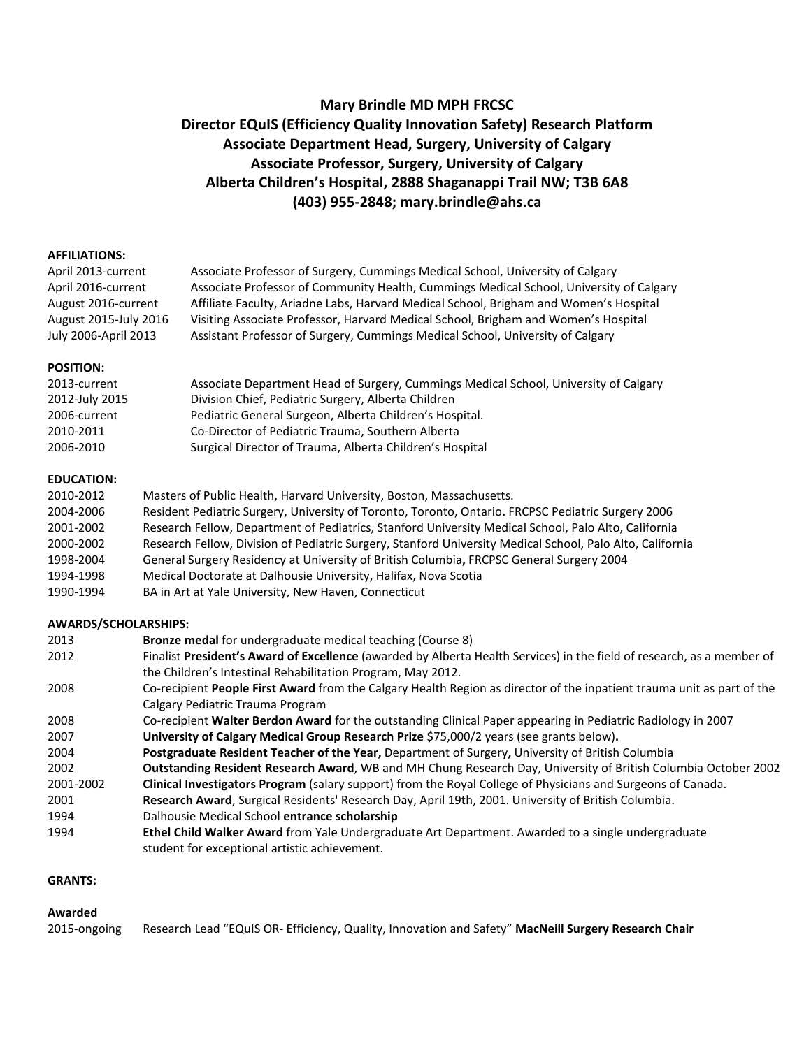# Mary Brindle MD MPH FRCSC
## Director EQuIS (Efficiency Quality Innovation Safety) Research Platform
## Associate Department Head, Surgery, University of Calgary
## Associate Professor, Surgery, University of Calgary
## Alberta Children's Hospital, 2888 Shaganappi Trail NW; T3B 6A8
## (403) 955-2848; mary.brindle@ahs.ca

**AFFILIATIONS:**

| | |
|---|---|
| April 2013-current | Associate Professor of Surgery, Cummings Medical School, University of Calgary |
| April 2016-current | Associate Professor of Community Health, Cummings Medical School, University of Calgary |
| August 2016-current | Affiliate Faculty, Ariadne Labs, Harvard Medical School, Brigham and Women's Hospital |
| August 2015-July 2016 | Visiting Associate Professor, Harvard Medical School, Brigham and Women's Hospital |
| July 2006-April 2013 | Assistant Professor of Surgery, Cummings Medical School, University of Calgary |

**POSITION:**

| | |
|---|---|
| 2013-current | Associate Department Head of Surgery, Cummings Medical School, University of Calgary |
| 2012-July 2015 | Division Chief, Pediatric Surgery, Alberta Children |
| 2006-current | Pediatric General Surgeon, Alberta Children's Hospital. |
| 2010-2011 | Co-Director of Pediatric Trauma, Southern Alberta |
| 2006-2010 | Surgical Director of Trauma, Alberta Children's Hospital |

**EDUCATION:**

| | |
|---|---|
| 2010-2012 | Masters of Public Health, Harvard University, Boston, Massachusetts. |
| 2004-2006 | Resident Pediatric Surgery, University of Toronto, Toronto, Ontario**.** FRCPSC Pediatric Surgery 2006 |
| 2001-2002 | Research Fellow, Department of Pediatrics, Stanford University Medical School, Palo Alto, California |
| 2000-2002 | Research Fellow, Division of Pediatric Surgery, Stanford University Medical School, Palo Alto, California |
| 1998-2004 | General Surgery Residency at University of British Columbia**,** FRCPSC General Surgery 2004 |
| 1994-1998 | Medical Doctorate at Dalhousie University, Halifax, Nova Scotia |
| 1990-1994 | BA in Art at Yale University, New Haven, Connecticut |

**AWARDS/SCHOLARSHIPS:**

| | |
|---|---|
| 2013 | **Bronze medal** for undergraduate medical teaching (Course 8) |
| 2012 | Finalist **President's Award of Excellence** (awarded by Alberta Health Services) in the field of research, as a member of the Children's Intestinal Rehabilitation Program, May 2012. |
| 2008 | Co-recipient **People First Award** from the Calgary Health Region as director of the inpatient trauma unit as part of the Calgary Pediatric Trauma Program |
| 2008 | Co-recipient **Walter Berdon Award** for the outstanding Clinical Paper appearing in Pediatric Radiology in 2007 |
| 2007 | **University of Calgary Medical Group Research Prize** $75,000/2 years (see grants below)**.** |
| 2004 | **Postgraduate Resident Teacher of the Year,** Department of Surgery**,** University of British Columbia |
| 2002 | **Outstanding Resident Research Award**, WB and MH Chung Research Day, University of British Columbia October 2002 |
| 2001-2002 | **Clinical Investigators Program** (salary support) from the Royal College of Physicians and Surgeons of Canada. |
| 2001 | **Research Award**, Surgical Residents' Research Day, April 19th, 2001. University of British Columbia. |
| 1994 | Dalhousie Medical School **entrance scholarship** |
| 1994 | **Ethel Child Walker Award** from Yale Undergraduate Art Department. Awarded to a single undergraduate student for exceptional artistic achievement. |

**GRANTS:**

**Awarded**

| | |
|---|---|
| 2015-ongoing | Research Lead "EQuIS OR- Efficiency, Quality, Innovation and Safety" **MacNeill Surgery Research Chair** |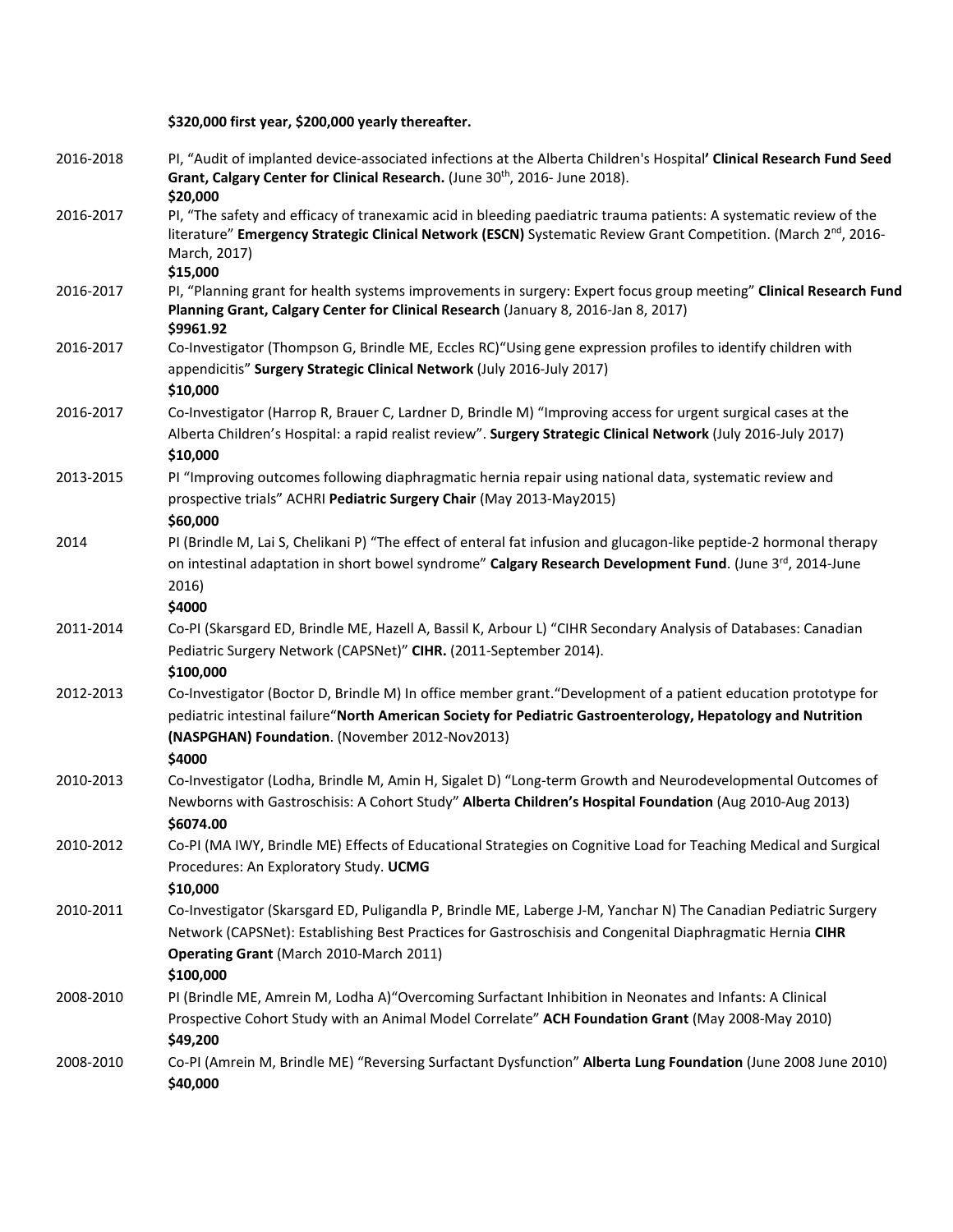**$320,000 first year, $200,000 yearly thereafter.**

2016-2018 PI, "Audit of implanted device-associated infections at the Alberta Children's Hospital**' Clinical Research Fund Seed Grant, Calgary Center for Clinical Research.** (June 30th, 2016- June 2018).
**$20,000**

2016-2017 PI, "The safety and efficacy of tranexamic acid in bleeding paediatric trauma patients: A systematic review of the literature" **Emergency Strategic Clinical Network (ESCN)** Systematic Review Grant Competition. (March 2nd, 2016- March, 2017)
**$15,000**

2016-2017 PI, "Planning grant for health systems improvements in surgery: Expert focus group meeting" **Clinical Research Fund Planning Grant, Calgary Center for Clinical Research** (January 8, 2016-Jan 8, 2017)
**$9961.92**

2016-2017 Co-Investigator (Thompson G, Brindle ME, Eccles RC)"Using gene expression profiles to identify children with appendicitis" **Surgery Strategic Clinical Network** (July 2016-July 2017)
**$10,000**

2016-2017 Co-Investigator (Harrop R, Brauer C, Lardner D, Brindle M) "Improving access for urgent surgical cases at the Alberta Children's Hospital: a rapid realist review". **Surgery Strategic Clinical Network** (July 2016-July 2017)
**$10,000**

2013-2015 PI "Improving outcomes following diaphragmatic hernia repair using national data, systematic review and prospective trials" ACHRI **Pediatric Surgery Chair** (May 2013-May2015)
**$60,000**

2014 PI (Brindle M, Lai S, Chelikani P) "The effect of enteral fat infusion and glucagon-like peptide-2 hormonal therapy on intestinal adaptation in short bowel syndrome" **Calgary Research Development Fund**. (June 3rd, 2014-June 2016)
**$4000**

2011-2014 Co-PI (Skarsgard ED, Brindle ME, Hazell A, Bassil K, Arbour L) "CIHR Secondary Analysis of Databases: Canadian Pediatric Surgery Network (CAPSNet)" **CIHR.** (2011-September 2014).
**$100,000**

2012-2013 Co-Investigator (Boctor D, Brindle M) In office member grant."Development of a patient education prototype for pediatric intestinal failure"**North American Society for Pediatric Gastroenterology, Hepatology and Nutrition (NASPGHAN) Foundation**. (November 2012-Nov2013)
**$4000**

2010-2013 Co-Investigator (Lodha, Brindle M, Amin H, Sigalet D) "Long-term Growth and Neurodevelopmental Outcomes of Newborns with Gastroschisis: A Cohort Study" **Alberta Children's Hospital Foundation** (Aug 2010-Aug 2013)
**$6074.00**

2010-2012 Co-PI (MA IWY, Brindle ME) Effects of Educational Strategies on Cognitive Load for Teaching Medical and Surgical Procedures: An Exploratory Study. **UCMG**
**$10,000**

2010-2011 Co-Investigator (Skarsgard ED, Puligandla P, Brindle ME, Laberge J-M, Yanchar N) The Canadian Pediatric Surgery Network (CAPSNet): Establishing Best Practices for Gastroschisis and Congenital Diaphragmatic Hernia **CIHR Operating Grant** (March 2010-March 2011)
**$100,000**

2008-2010 PI (Brindle ME, Amrein M, Lodha A)"Overcoming Surfactant Inhibition in Neonates and Infants: A Clinical Prospective Cohort Study with an Animal Model Correlate" **ACH Foundation Grant** (May 2008-May 2010)
**$49,200**

2008-2010 Co-PI (Amrein M, Brindle ME) "Reversing Surfactant Dysfunction" **Alberta Lung Foundation** (June 2008 June 2010)
**$40,000**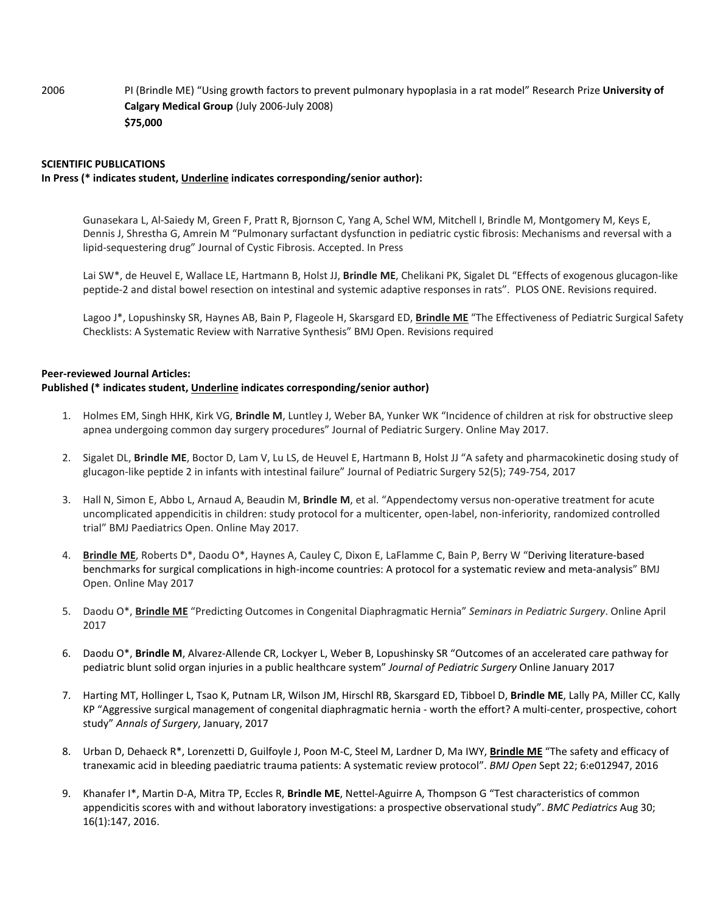2006 PI (Brindle ME) "Using growth factors to prevent pulmonary hypoplasia in a rat model" Research Prize **University of Calgary Medical Group** (July 2006-July 2008)
**$75,000**

**SCIENTIFIC PUBLICATIONS**
**In Press (* indicates student, <u>Underline</u> indicates corresponding/senior author):**

Gunasekara L, Al-Saiedy M, Green F, Pratt R, Bjornson C, Yang A, Schel WM, Mitchell I, Brindle M, Montgomery M, Keys E, Dennis J, Shrestha G, Amrein M "Pulmonary surfactant dysfunction in pediatric cystic fibrosis: Mechanisms and reversal with a lipid-sequestering drug" Journal of Cystic Fibrosis. Accepted. In Press

Lai SW*, de Heuvel E, Wallace LE, Hartmann B, Holst JJ, **Brindle ME**, Chelikani PK, Sigalet DL "Effects of exogenous glucagon-like peptide-2 and distal bowel resection on intestinal and systemic adaptive responses in rats". PLOS ONE. Revisions required.

Lagoo J*, Lopushinsky SR, Haynes AB, Bain P, Flageole H, Skarsgard ED, **<u>Brindle ME</u>** "The Effectiveness of Pediatric Surgical Safety Checklists: A Systematic Review with Narrative Synthesis" BMJ Open. Revisions required

**Peer-reviewed Journal Articles:**
**Published (* indicates student, <u>Underline</u> indicates corresponding/senior author)**

1. Holmes EM, Singh HHK, Kirk VG, **Brindle M**, Luntley J, Weber BA, Yunker WK "Incidence of children at risk for obstructive sleep apnea undergoing common day surgery procedures" Journal of Pediatric Surgery. Online May 2017.

2. Sigalet DL, **Brindle ME**, Boctor D, Lam V, Lu LS, de Heuvel E, Hartmann B, Holst JJ "A safety and pharmacokinetic dosing study of glucagon-like peptide 2 in infants with intestinal failure" Journal of Pediatric Surgery 52(5); 749-754, 2017

3. Hall N, Simon E, Abbo L, Arnaud A, Beaudin M, **Brindle M**, et al. "Appendectomy versus non-operative treatment for acute uncomplicated appendicitis in children: study protocol for a multicenter, open-label, non-inferiority, randomized controlled trial" BMJ Paediatrics Open. Online May 2017.

4. **<u>Brindle ME</u>**, Roberts D*, Daodu O*, Haynes A, Cauley C, Dixon E, LaFlamme C, Bain P, Berry W "Deriving literature-based benchmarks for surgical complications in high-income countries: A protocol for a systematic review and meta-analysis" BMJ Open. Online May 2017

5. Daodu O*, **<u>Brindle ME</u>** "Predicting Outcomes in Congenital Diaphragmatic Hernia" *Seminars in Pediatric Surgery*. Online April 2017

6. Daodu O*, **Brindle M**, Alvarez-Allende CR, Lockyer L, Weber B, Lopushinsky SR "Outcomes of an accelerated care pathway for pediatric blunt solid organ injuries in a public healthcare system" *Journal of Pediatric Surgery* Online January 2017

7. Harting MT, Hollinger L, Tsao K, Putnam LR, Wilson JM, Hirschl RB, Skarsgard ED, Tibboel D, **Brindle ME**, Lally PA, Miller CC, Kally KP "Aggressive surgical management of congenital diaphragmatic hernia - worth the effort? A multi-center, prospective, cohort study" *Annals of Surgery*, January, 2017

8. Urban D, Dehaeck R*, Lorenzetti D, Guilfoyle J, Poon M-C, Steel M, Lardner D, Ma IWY, **<u>Brindle ME</u>** "The safety and efficacy of tranexamic acid in bleeding paediatric trauma patients: A systematic review protocol". *BMJ Open* Sept 22; 6:e012947, 2016

9. Khanafer I*, Martin D-A, Mitra TP, Eccles R, **Brindle ME**, Nettel-Aguirre A, Thompson G "Test characteristics of common appendicitis scores with and without laboratory investigations: a prospective observational study". *BMC Pediatrics* Aug 30; 16(1):147, 2016.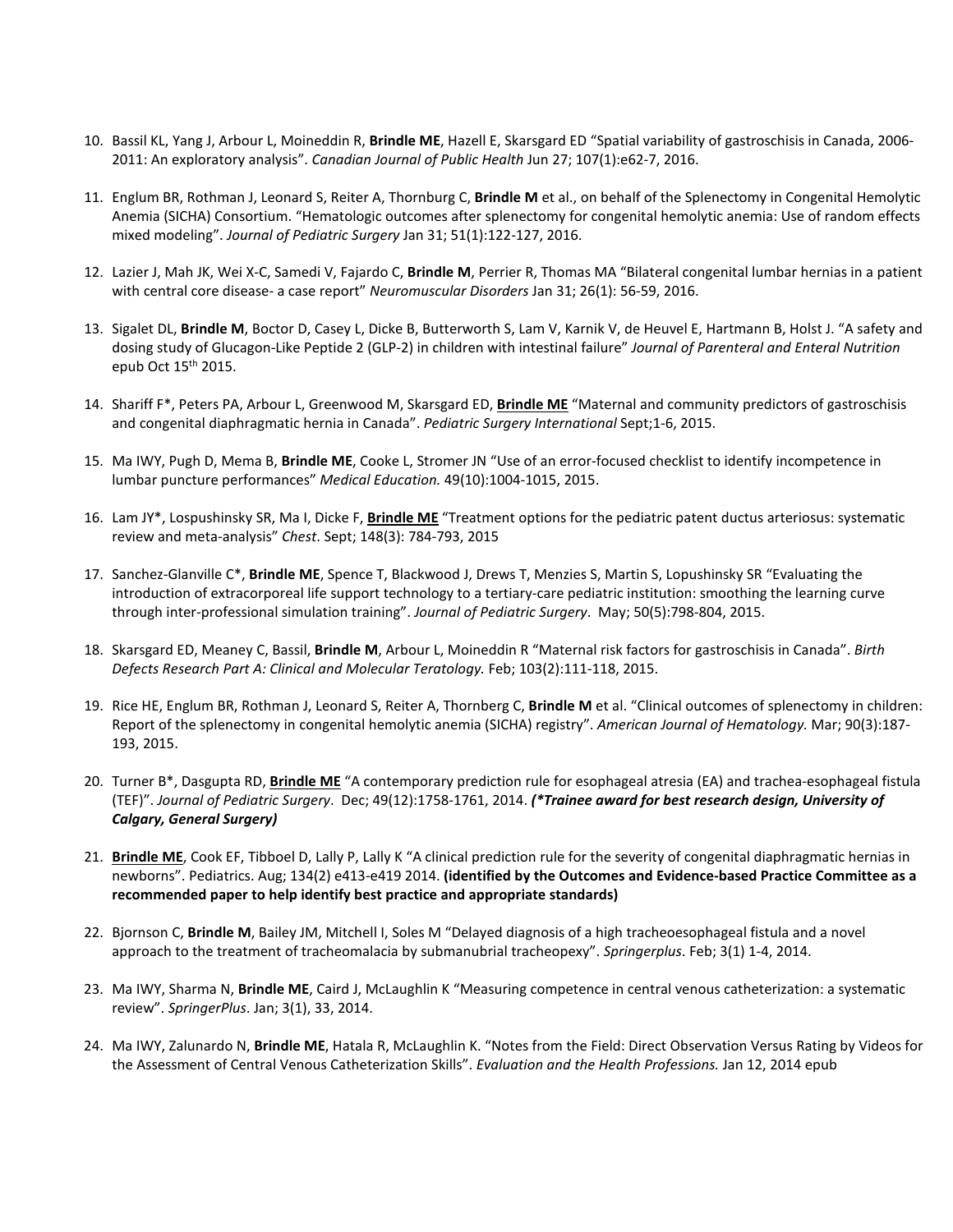10. Bassil KL, Yang J, Arbour L, Moineddin R, **Brindle ME**, Hazell E, Skarsgard ED "Spatial variability of gastroschisis in Canada, 2006-2011: An exploratory analysis". *Canadian Journal of Public Health* Jun 27; 107(1):e62-7, 2016.

11. Englum BR, Rothman J, Leonard S, Reiter A, Thornburg C, **Brindle M** et al., on behalf of the Splenectomy in Congenital Hemolytic Anemia (SICHA) Consortium. "Hematologic outcomes after splenectomy for congenital hemolytic anemia: Use of random effects mixed modeling". *Journal of Pediatric Surgery* Jan 31; 51(1):122-127, 2016.

12. Lazier J, Mah JK, Wei X-C, Samedi V, Fajardo C, **Brindle M**, Perrier R, Thomas MA "Bilateral congenital lumbar hernias in a patient with central core disease- a case report" *Neuromuscular Disorders* Jan 31; 26(1): 56-59, 2016.

13. Sigalet DL, **Brindle M**, Boctor D, Casey L, Dicke B, Butterworth S, Lam V, Karnik V, de Heuvel E, Hartmann B, Holst J. "A safety and dosing study of Glucagon-Like Peptide 2 (GLP-2) in children with intestinal failure" *Journal of Parenteral and Enteral Nutrition* epub Oct 15th 2015.

14. Shariff F*, Peters PA, Arbour L, Greenwood M, Skarsgard ED, **Brindle ME** "Maternal and community predictors of gastroschisis and congenital diaphragmatic hernia in Canada". *Pediatric Surgery International* Sept;1-6, 2015.

15. Ma IWY, Pugh D, Mema B, **Brindle ME**, Cooke L, Stromer JN "Use of an error-focused checklist to identify incompetence in lumbar puncture performances" *Medical Education.* 49(10):1004-1015, 2015.

16. Lam JY*, Lospushinsky SR, Ma I, Dicke F, **Brindle ME** "Treatment options for the pediatric patent ductus arteriosus: systematic review and meta-analysis" *Chest*. Sept; 148(3): 784-793, 2015

17. Sanchez-Glanville C*, **Brindle ME**, Spence T, Blackwood J, Drews T, Menzies S, Martin S, Lopushinsky SR "Evaluating the introduction of extracorporeal life support technology to a tertiary-care pediatric institution: smoothing the learning curve through inter-professional simulation training". *Journal of Pediatric Surgery*. May; 50(5):798-804, 2015.

18. Skarsgard ED, Meaney C, Bassil, **Brindle M**, Arbour L, Moineddin R "Maternal risk factors for gastroschisis in Canada". *Birth Defects Research Part A: Clinical and Molecular Teratology.* Feb; 103(2):111-118, 2015.

19. Rice HE, Englum BR, Rothman J, Leonard S, Reiter A, Thornberg C, **Brindle M** et al. "Clinical outcomes of splenectomy in children: Report of the splenectomy in congenital hemolytic anemia (SICHA) registry". *American Journal of Hematology.* Mar; 90(3):187-193, 2015.

20. Turner B*, Dasgupta RD, **Brindle ME** "A contemporary prediction rule for esophageal atresia (EA) and trachea-esophageal fistula (TEF)". *Journal of Pediatric Surgery*. Dec; 49(12):1758-1761, 2014. ***(*Trainee award for best research design, University of Calgary, General Surgery)***

21. **Brindle ME**, Cook EF, Tibboel D, Lally P, Lally K "A clinical prediction rule for the severity of congenital diaphragmatic hernias in newborns". Pediatrics. Aug; 134(2) e413-e419 2014. **(identified by the Outcomes and Evidence-based Practice Committee as a recommended paper to help identify best practice and appropriate standards)**

22. Bjornson C, **Brindle M**, Bailey JM, Mitchell I, Soles M "Delayed diagnosis of a high tracheoesophageal fistula and a novel approach to the treatment of tracheomalacia by submanubrial tracheopexy". *Springerplus*. Feb; 3(1) 1-4, 2014.

23. Ma IWY, Sharma N, **Brindle ME**, Caird J, McLaughlin K "Measuring competence in central venous catheterization: a systematic review". *SpringerPlus*. Jan; 3(1), 33, 2014.

24. Ma IWY, Zalunardo N, **Brindle ME**, Hatala R, McLaughlin K. "Notes from the Field: Direct Observation Versus Rating by Videos for the Assessment of Central Venous Catheterization Skills". *Evaluation and the Health Professions.* Jan 12, 2014 epub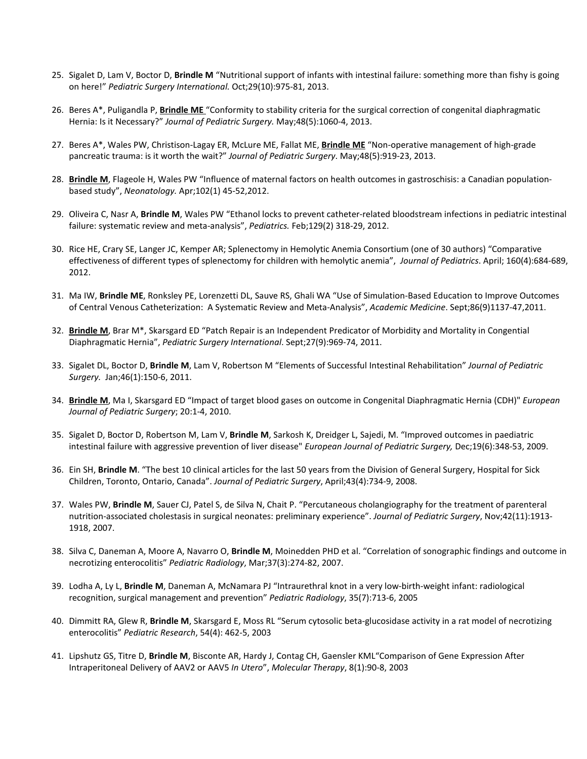25. Sigalet D, Lam V, Boctor D, **Brindle M** "Nutritional support of infants with intestinal failure: something more than fishy is going on here!" *Pediatric Surgery International.* Oct;29(10):975-81, 2013.

26. Beres A*, Puligandla P, **Brindle ME** "Conformity to stability criteria for the surgical correction of congenital diaphragmatic Hernia: Is it Necessary?" *Journal of Pediatric Surgery.* May;48(5):1060-4, 2013.

27. Beres A*, Wales PW, Christison-Lagay ER, McLure ME, Fallat ME, **Brindle ME** "Non-operative management of high-grade pancreatic trauma: is it worth the wait?" *Journal of Pediatric Surgery*. May;48(5):919-23, 2013.

28. **Brindle M**, Flageole H, Wales PW "Influence of maternal factors on health outcomes in gastroschisis: a Canadian population-based study", *Neonatology.* Apr;102(1) 45-52,2012.

29. Oliveira C, Nasr A, **Brindle M**, Wales PW "Ethanol locks to prevent catheter-related bloodstream infections in pediatric intestinal failure: systematic review and meta-analysis", *Pediatrics.* Feb;129(2) 318-29, 2012.

30. Rice HE, Crary SE, Langer JC, Kemper AR; Splenectomy in Hemolytic Anemia Consortium (one of 30 authors) "Comparative effectiveness of different types of splenectomy for children with hemolytic anemia", *Journal of Pediatrics*. April; 160(4):684-689, 2012.

31. Ma IW, **Brindle ME**, Ronksley PE, Lorenzetti DL, Sauve RS, Ghali WA "Use of Simulation-Based Education to Improve Outcomes of Central Venous Catheterization: A Systematic Review and Meta-Analysis", *Academic Medicine*. Sept;86(9)1137-47,2011.

32. **Brindle M**, Brar M*, Skarsgard ED "Patch Repair is an Independent Predicator of Morbidity and Mortality in Congential Diaphragmatic Hernia", *Pediatric Surgery International*. Sept;27(9):969-74, 2011.

33. Sigalet DL, Boctor D, **Brindle M**, Lam V, Robertson M "Elements of Successful Intestinal Rehabilitation" *Journal of Pediatric Surgery.* Jan;46(1):150-6, 2011.

34. **Brindle M**, Ma I, Skarsgard ED "Impact of target blood gases on outcome in Congenital Diaphragmatic Hernia (CDH)" *European Journal of Pediatric Surgery*; 20:1-4, 2010.

35. Sigalet D, Boctor D, Robertson M, Lam V, **Brindle M**, Sarkosh K, Dreidger L, Sajedi, M. "Improved outcomes in paediatric intestinal failure with aggressive prevention of liver disease" *European Journal of Pediatric Surgery,* Dec;19(6):348-53, 2009.

36. Ein SH, **Brindle M**. "The best 10 clinical articles for the last 50 years from the Division of General Surgery, Hospital for Sick Children, Toronto, Ontario, Canada". *Journal of Pediatric Surgery*, April;43(4):734-9, 2008.

37. Wales PW, **Brindle M**, Sauer CJ, Patel S, de Silva N, Chait P. "Percutaneous cholangiography for the treatment of parenteral nutrition-associated cholestasis in surgical neonates: preliminary experience". *Journal of Pediatric Surgery*, Nov;42(11):1913-1918, 2007.

38. Silva C, Daneman A, Moore A, Navarro O, **Brindle M**, Moinedden PHD et al. "Correlation of sonographic findings and outcome in necrotizing enterocolitis" *Pediatric Radiology*, Mar;37(3):274-82, 2007.

39. Lodha A, Ly L, **Brindle M**, Daneman A, McNamara PJ "Intraurethral knot in a very low-birth-weight infant: radiological recognition, surgical management and prevention" *Pediatric Radiology*, 35(7):713-6, 2005

40. Dimmitt RA, Glew R, **Brindle M**, Skarsgard E, Moss RL "Serum cytosolic beta-glucosidase activity in a rat model of necrotizing enterocolitis" *Pediatric Research*, 54(4): 462-5, 2003

41. Lipshutz GS, Titre D, **Brindle M**, Bisconte AR, Hardy J, Contag CH, Gaensler KML"Comparison of Gene Expression After Intraperitoneal Delivery of AAV2 or AAV5 *In Utero*", *Molecular Therapy*, 8(1):90-8, 2003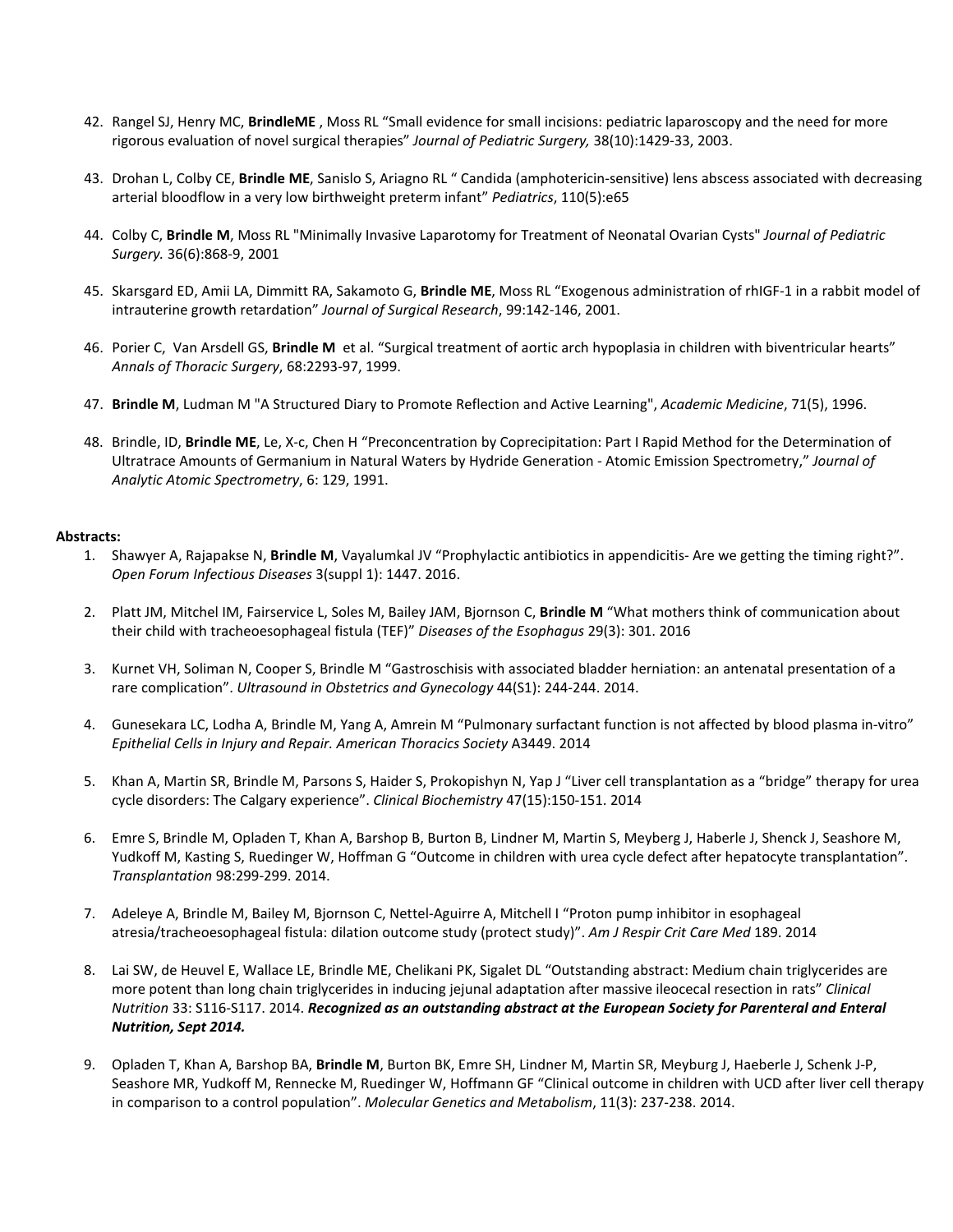42. Rangel SJ, Henry MC, **BrindleME ,** Moss RL "Small evidence for small incisions: pediatric laparoscopy and the need for more rigorous evaluation of novel surgical therapies" *Journal of Pediatric Surgery,* 38(10):1429-33, 2003.

43. Drohan L, Colby CE, **Brindle ME**, Sanislo S, Ariagno RL " Candida (amphotericin-sensitive) lens abscess associated with decreasing arterial bloodflow in a very low birthweight preterm infant" *Pediatrics*, 110(5):e65

44. Colby C, **Brindle M**, Moss RL "Minimally Invasive Laparotomy for Treatment of Neonatal Ovarian Cysts" *Journal of Pediatric Surgery.* 36(6):868-9, 2001

45. Skarsgard ED, Amii LA, Dimmitt RA, Sakamoto G, **Brindle ME**, Moss RL "Exogenous administration of rhIGF-1 in a rabbit model of intrauterine growth retardation" *Journal of Surgical Research*, 99:142-146, 2001.

46. Porier C, Van Arsdell GS, **Brindle M** et al. "Surgical treatment of aortic arch hypoplasia in children with biventricular hearts" *Annals of Thoracic Surgery*, 68:2293-97, 1999.

47. **Brindle M**, Ludman M "A Structured Diary to Promote Reflection and Active Learning", *Academic Medicine*, 71(5), 1996.

48. Brindle, ID, **Brindle ME**, Le, X-c, Chen H "Preconcentration by Coprecipitation: Part I Rapid Method for the Determination of Ultratrace Amounts of Germanium in Natural Waters by Hydride Generation - Atomic Emission Spectrometry," *Journal of Analytic Atomic Spectrometry*, 6: 129, 1991.

**Abstracts:**

1. Shawyer A, Rajapakse N, **Brindle M**, Vayalumkal JV "Prophylactic antibiotics in appendicitis- Are we getting the timing right?". *Open Forum Infectious Diseases* 3(suppl 1): 1447. 2016.

2. Platt JM, Mitchel IM, Fairservice L, Soles M, Bailey JAM, Bjornson C, **Brindle M** "What mothers think of communication about their child with tracheoesophageal fistula (TEF)" *Diseases of the Esophagus* 29(3): 301. 2016

3. Kurnet VH, Soliman N, Cooper S, Brindle M "Gastroschisis with associated bladder herniation: an antenatal presentation of a rare complication". *Ultrasound in Obstetrics and Gynecology* 44(S1): 244-244. 2014.

4. Gunesekara LC, Lodha A, Brindle M, Yang A, Amrein M "Pulmonary surfactant function is not affected by blood plasma in-vitro" *Epithelial Cells in Injury and Repair. American Thoracics Society* A3449. 2014

5. Khan A, Martin SR, Brindle M, Parsons S, Haider S, Prokopishyn N, Yap J "Liver cell transplantation as a "bridge" therapy for urea cycle disorders: The Calgary experience". *Clinical Biochemistry* 47(15):150-151. 2014

6. Emre S, Brindle M, Opladen T, Khan A, Barshop B, Burton B, Lindner M, Martin S, Meyberg J, Haberle J, Shenck J, Seashore M, Yudkoff M, Kasting S, Ruedinger W, Hoffman G "Outcome in children with urea cycle defect after hepatocyte transplantation". *Transplantation* 98:299-299. 2014.

7. Adeleye A, Brindle M, Bailey M, Bjornson C, Nettel-Aguirre A, Mitchell I "Proton pump inhibitor in esophageal atresia/tracheoesophageal fistula: dilation outcome study (protect study)". *Am J Respir Crit Care Med* 189. 2014

8. Lai SW, de Heuvel E, Wallace LE, Brindle ME, Chelikani PK, Sigalet DL "Outstanding abstract: Medium chain triglycerides are more potent than long chain triglycerides in inducing jejunal adaptation after massive ileocecal resection in rats" *Clinical Nutrition* 33: S116-S117. 2014. ***Recognized as an outstanding abstract at the European Society for Parenteral and Enteral Nutrition, Sept 2014.***

9. Opladen T, Khan A, Barshop BA, **Brindle M**, Burton BK, Emre SH, Lindner M, Martin SR, Meyburg J, Haeberle J, Schenk J-P, Seashore MR, Yudkoff M, Rennecke M, Ruedinger W, Hoffmann GF "Clinical outcome in children with UCD after liver cell therapy in comparison to a control population". *Molecular Genetics and Metabolism*, 11(3): 237-238. 2014.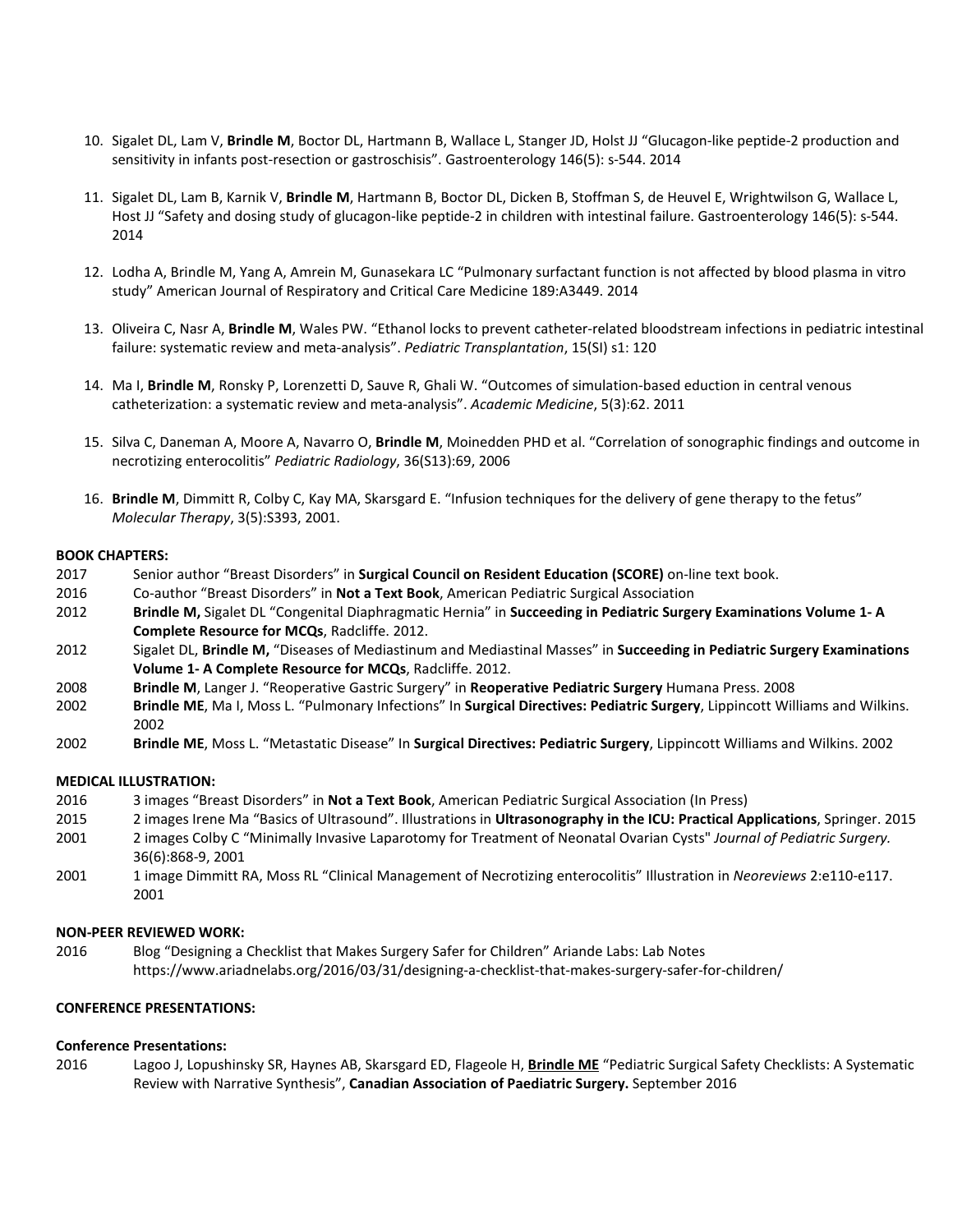10. Sigalet DL, Lam V, **Brindle M**, Boctor DL, Hartmann B, Wallace L, Stanger JD, Holst JJ "Glucagon-like peptide-2 production and sensitivity in infants post-resection or gastroschisis". Gastroenterology 146(5): s-544. 2014

11. Sigalet DL, Lam B, Karnik V, **Brindle M**, Hartmann B, Boctor DL, Dicken B, Stoffman S, de Heuvel E, Wrightwilson G, Wallace L, Host JJ "Safety and dosing study of glucagon-like peptide-2 in children with intestinal failure. Gastroenterology 146(5): s-544. 2014

12. Lodha A, Brindle M, Yang A, Amrein M, Gunasekara LC "Pulmonary surfactant function is not affected by blood plasma in vitro study" American Journal of Respiratory and Critical Care Medicine 189:A3449. 2014

13. Oliveira C, Nasr A, **Brindle M**, Wales PW. "Ethanol locks to prevent catheter-related bloodstream infections in pediatric intestinal failure: systematic review and meta-analysis". *Pediatric Transplantation*, 15(SI) s1: 120

14. Ma I, **Brindle M**, Ronsky P, Lorenzetti D, Sauve R, Ghali W. "Outcomes of simulation-based eduction in central venous catheterization: a systematic review and meta-analysis". *Academic Medicine*, 5(3):62. 2011

15. Silva C, Daneman A, Moore A, Navarro O, **Brindle M**, Moinedden PHD et al. "Correlation of sonographic findings and outcome in necrotizing enterocolitis" *Pediatric Radiology*, 36(S13):69, 2006

16. **Brindle M**, Dimmitt R, Colby C, Kay MA, Skarsgard E. "Infusion techniques for the delivery of gene therapy to the fetus" *Molecular Therapy*, 3(5):S393, 2001.

**BOOK CHAPTERS:**

2017 Senior author "Breast Disorders" in **Surgical Council on Resident Education (SCORE)** on-line text book.

2016 Co-author "Breast Disorders" in **Not a Text Book**, American Pediatric Surgical Association

2012 **Brindle M,** Sigalet DL "Congenital Diaphragmatic Hernia" in **Succeeding in Pediatric Surgery Examinations Volume 1- A Complete Resource for MCQs**, Radcliffe. 2012.

2012 Sigalet DL, **Brindle M,** "Diseases of Mediastinum and Mediastinal Masses" in **Succeeding in Pediatric Surgery Examinations Volume 1- A Complete Resource for MCQs**, Radcliffe. 2012.

2008 **Brindle M**, Langer J. "Reoperative Gastric Surgery" in **Reoperative Pediatric Surgery** Humana Press. 2008

2002 **Brindle ME**, Ma I, Moss L. "Pulmonary Infections" In **Surgical Directives: Pediatric Surgery**, Lippincott Williams and Wilkins. 2002

2002 **Brindle ME**, Moss L. "Metastatic Disease" In **Surgical Directives: Pediatric Surgery**, Lippincott Williams and Wilkins. 2002

**MEDICAL ILLUSTRATION:**

2016 3 images "Breast Disorders" in **Not a Text Book**, American Pediatric Surgical Association (In Press)

2015 2 images Irene Ma "Basics of Ultrasound". Illustrations in **Ultrasonography in the ICU: Practical Applications**, Springer. 2015

2001 2 images Colby C "Minimally Invasive Laparotomy for Treatment of Neonatal Ovarian Cysts" *Journal of Pediatric Surgery.* 36(6):868-9, 2001

2001 1 image Dimmitt RA, Moss RL "Clinical Management of Necrotizing enterocolitis" Illustration in *Neoreviews* 2:e110-e117. 2001

**NON-PEER REVIEWED WORK:**

2016 Blog "Designing a Checklist that Makes Surgery Safer for Children" Ariande Labs: Lab Notes https://www.ariadnelabs.org/2016/03/31/designing-a-checklist-that-makes-surgery-safer-for-children/

**CONFERENCE PRESENTATIONS:**

**Conference Presentations:**

2016 Lagoo J, Lopushinsky SR, Haynes AB, Skarsgard ED, Flageole H, **Brindle ME** "Pediatric Surgical Safety Checklists: A Systematic Review with Narrative Synthesis", **Canadian Association of Paediatric Surgery.** September 2016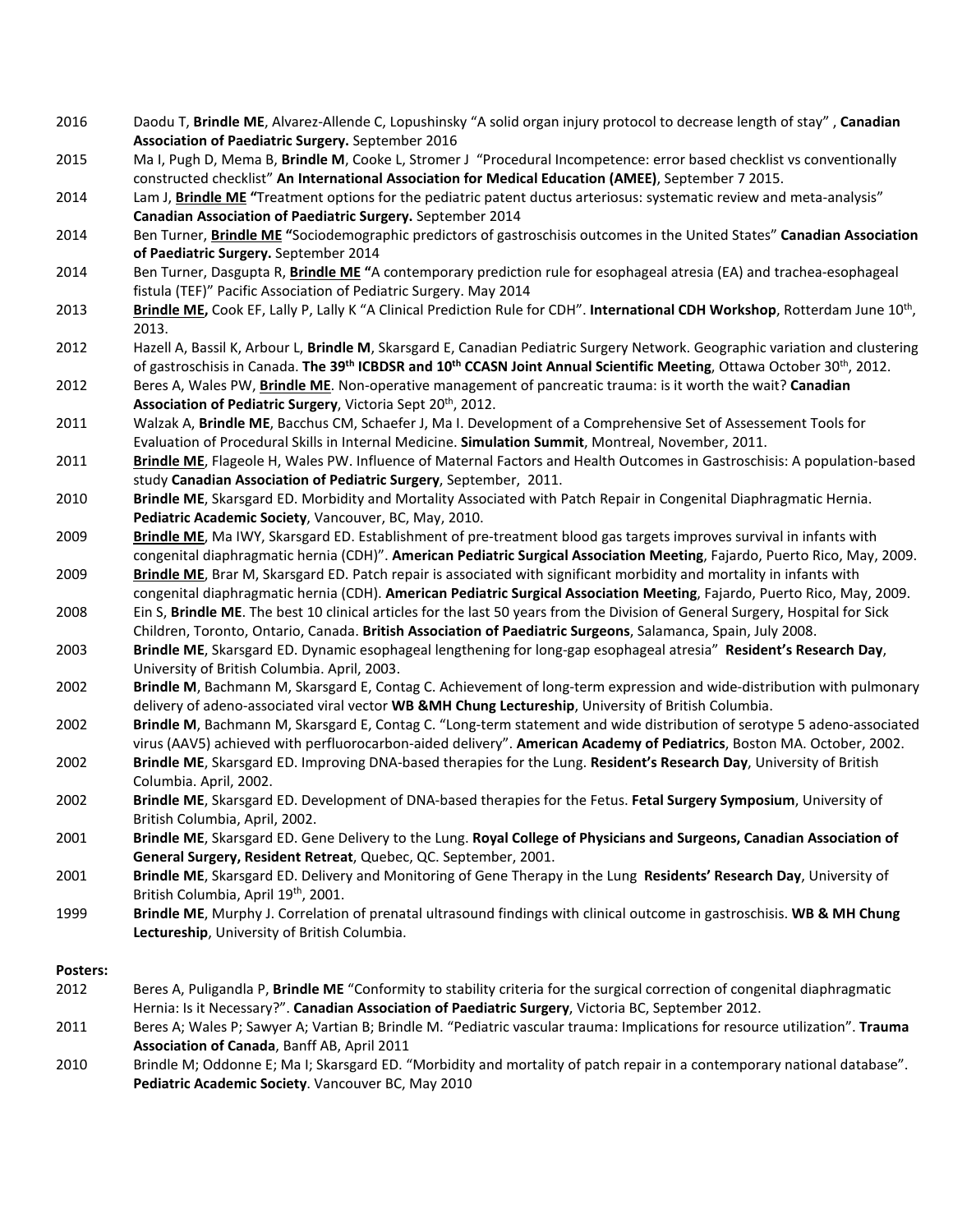2016 Daodu T, **Brindle ME**, Alvarez-Allende C, Lopushinsky "A solid organ injury protocol to decrease length of stay" , **Canadian Association of Paediatric Surgery.** September 2016

2015 Ma I, Pugh D, Mema B, **Brindle M**, Cooke L, Stromer J "Procedural Incompetence: error based checklist vs conventionally constructed checklist" **An International Association for Medical Education (AMEE)**, September 7 2015.

2014 Lam J, **Brindle ME** "Treatment options for the pediatric patent ductus arteriosus: systematic review and meta-analysis" **Canadian Association of Paediatric Surgery.** September 2014

2014 Ben Turner, **Brindle ME** "Sociodemographic predictors of gastroschisis outcomes in the United States" **Canadian Association of Paediatric Surgery.** September 2014

2014 Ben Turner, Dasgupta R, **Brindle ME** "A contemporary prediction rule for esophageal atresia (EA) and trachea-esophageal fistula (TEF)" Pacific Association of Pediatric Surgery. May 2014

2013 **Brindle ME,** Cook EF, Lally P, Lally K "A Clinical Prediction Rule for CDH". **International CDH Workshop**, Rotterdam June 10th, 2013.

2012 Hazell A, Bassil K, Arbour L, **Brindle M**, Skarsgard E, Canadian Pediatric Surgery Network. Geographic variation and clustering of gastroschisis in Canada. **The 39th ICBDSR and 10th CCASN Joint Annual Scientific Meeting**, Ottawa October 30th, 2012.

2012 Beres A, Wales PW, **Brindle ME**. Non-operative management of pancreatic trauma: is it worth the wait? **Canadian Association of Pediatric Surgery**, Victoria Sept 20th, 2012.

2011 Walzak A, **Brindle ME**, Bacchus CM, Schaefer J, Ma I. Development of a Comprehensive Set of Assessement Tools for Evaluation of Procedural Skills in Internal Medicine. **Simulation Summit**, Montreal, November, 2011.

2011 **Brindle ME**, Flageole H, Wales PW. Influence of Maternal Factors and Health Outcomes in Gastroschisis: A population-based study **Canadian Association of Pediatric Surgery**, September, 2011.

2010 **Brindle ME**, Skarsgard ED. Morbidity and Mortality Associated with Patch Repair in Congenital Diaphragmatic Hernia. **Pediatric Academic Society**, Vancouver, BC, May, 2010.

2009 **Brindle ME**, Ma IWY, Skarsgard ED. Establishment of pre-treatment blood gas targets improves survival in infants with congenital diaphragmatic hernia (CDH)". **American Pediatric Surgical Association Meeting**, Fajardo, Puerto Rico, May, 2009.

2009 **Brindle ME**, Brar M, Skarsgard ED. Patch repair is associated with significant morbidity and mortality in infants with congenital diaphragmatic hernia (CDH). **American Pediatric Surgical Association Meeting**, Fajardo, Puerto Rico, May, 2009.

2008 Ein S, **Brindle ME**. The best 10 clinical articles for the last 50 years from the Division of General Surgery, Hospital for Sick Children, Toronto, Ontario, Canada. **British Association of Paediatric Surgeons**, Salamanca, Spain, July 2008.

2003 **Brindle ME**, Skarsgard ED. Dynamic esophageal lengthening for long-gap esophageal atresia" **Resident's Research Day**, University of British Columbia. April, 2003.

2002 **Brindle M**, Bachmann M, Skarsgard E, Contag C. Achievement of long-term expression and wide-distribution with pulmonary delivery of adeno-associated viral vector **WB &MH Chung Lectureship**, University of British Columbia.

2002 **Brindle M**, Bachmann M, Skarsgard E, Contag C. "Long-term statement and wide distribution of serotype 5 adeno-associated virus (AAV5) achieved with perfluorocarbon-aided delivery". **American Academy of Pediatrics**, Boston MA. October, 2002.

2002 **Brindle ME**, Skarsgard ED. Improving DNA-based therapies for the Lung. **Resident's Research Day**, University of British Columbia. April, 2002.

2002 **Brindle ME**, Skarsgard ED. Development of DNA-based therapies for the Fetus. **Fetal Surgery Symposium**, University of British Columbia, April, 2002.

2001 **Brindle ME**, Skarsgard ED. Gene Delivery to the Lung. **Royal College of Physicians and Surgeons, Canadian Association of General Surgery, Resident Retreat**, Quebec, QC. September, 2001.

2001 **Brindle ME**, Skarsgard ED. Delivery and Monitoring of Gene Therapy in the Lung **Residents' Research Day**, University of British Columbia, April 19th, 2001.

1999 **Brindle ME**, Murphy J. Correlation of prenatal ultrasound findings with clinical outcome in gastroschisis. **WB & MH Chung Lectureship**, University of British Columbia.

**Posters:**

2012 Beres A, Puligandla P, **Brindle ME** "Conformity to stability criteria for the surgical correction of congenital diaphragmatic Hernia: Is it Necessary?". **Canadian Association of Paediatric Surgery**, Victoria BC, September 2012.

2011 Beres A; Wales P; Sawyer A; Vartian B; Brindle M. "Pediatric vascular trauma: Implications for resource utilization". **Trauma Association of Canada**, Banff AB, April 2011

2010 Brindle M; Oddonne E; Ma I; Skarsgard ED. "Morbidity and mortality of patch repair in a contemporary national database". **Pediatric Academic Society**. Vancouver BC, May 2010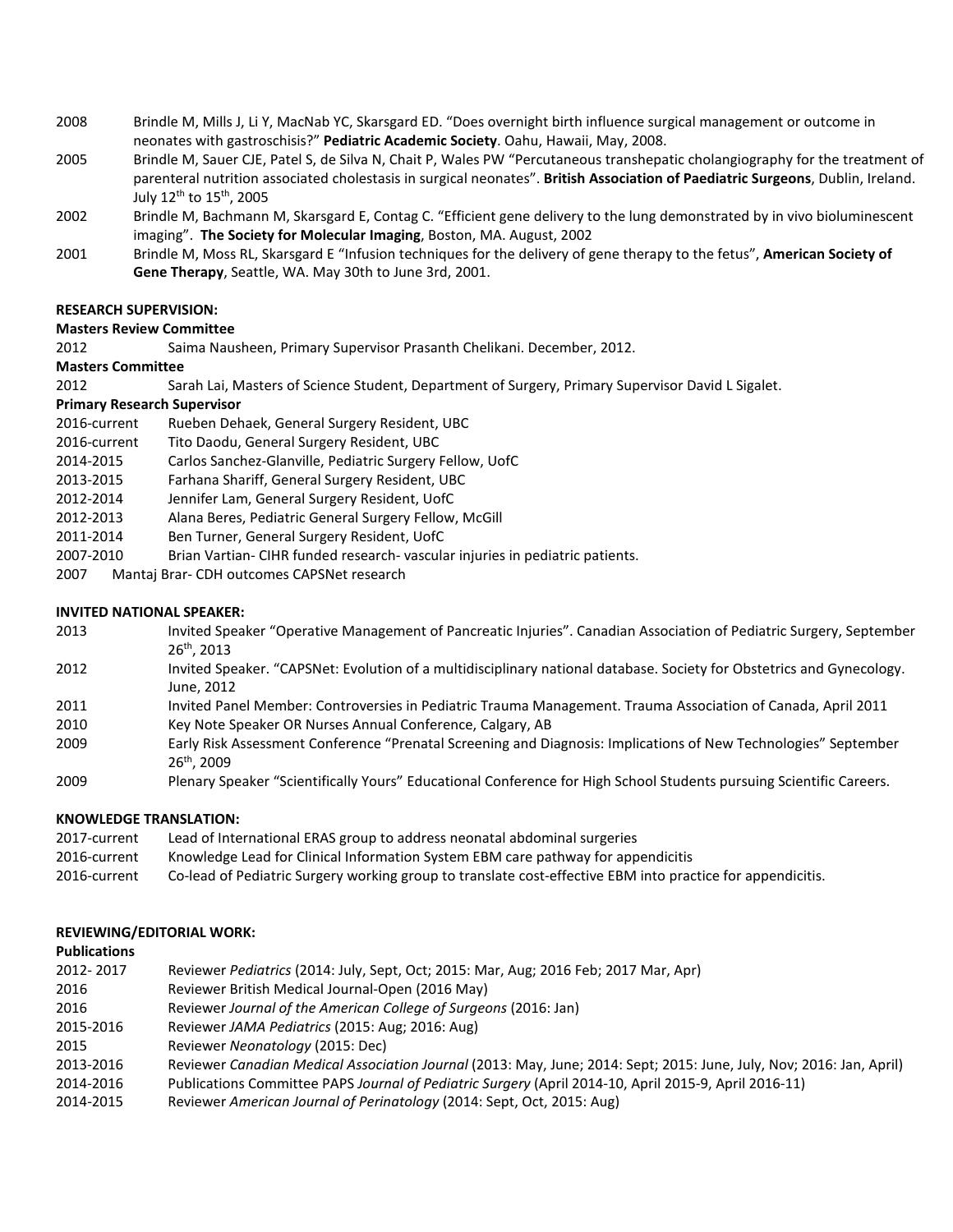2008 Brindle M, Mills J, Li Y, MacNab YC, Skarsgard ED. "Does overnight birth influence surgical management or outcome in neonates with gastroschisis?" **Pediatric Academic Society**. Oahu, Hawaii, May, 2008.

2005 Brindle M, Sauer CJE, Patel S, de Silva N, Chait P, Wales PW "Percutaneous transhepatic cholangiography for the treatment of parenteral nutrition associated cholestasis in surgical neonates". **British Association of Paediatric Surgeons**, Dublin, Ireland. July 12th to 15th, 2005

2002 Brindle M, Bachmann M, Skarsgard E, Contag C. "Efficient gene delivery to the lung demonstrated by in vivo bioluminescent imaging". **The Society for Molecular Imaging**, Boston, MA. August, 2002

2001 Brindle M, Moss RL, Skarsgard E "Infusion techniques for the delivery of gene therapy to the fetus", **American Society of Gene Therapy**, Seattle, WA. May 30th to June 3rd, 2001.

**RESEARCH SUPERVISION:**

**Masters Review Committee**

2012 Saima Nausheen, Primary Supervisor Prasanth Chelikani. December, 2012.

**Masters Committee**

2012 Sarah Lai, Masters of Science Student, Department of Surgery, Primary Supervisor David L Sigalet.

**Primary Research Supervisor**

2016-current Rueben Dehaek, General Surgery Resident, UBC
2016-current Tito Daodu, General Surgery Resident, UBC
2014-2015 Carlos Sanchez-Glanville, Pediatric Surgery Fellow, UofC
2013-2015 Farhana Shariff, General Surgery Resident, UBC
2012-2014 Jennifer Lam, General Surgery Resident, UofC
2012-2013 Alana Beres, Pediatric General Surgery Fellow, McGill
2011-2014 Ben Turner, General Surgery Resident, UofC
2007-2010 Brian Vartian- CIHR funded research- vascular injuries in pediatric patients.
2007 Mantaj Brar- CDH outcomes CAPSNet research

**INVITED NATIONAL SPEAKER:**

2013 Invited Speaker "Operative Management of Pancreatic Injuries". Canadian Association of Pediatric Surgery, September 26th, 2013

2012 Invited Speaker. "CAPSNet: Evolution of a multidisciplinary national database. Society for Obstetrics and Gynecology. June, 2012

2011 Invited Panel Member: Controversies in Pediatric Trauma Management. Trauma Association of Canada, April 2011

2010 Key Note Speaker OR Nurses Annual Conference, Calgary, AB

2009 Early Risk Assessment Conference "Prenatal Screening and Diagnosis: Implications of New Technologies" September 26th, 2009

2009 Plenary Speaker "Scientifically Yours" Educational Conference for High School Students pursuing Scientific Careers.

**KNOWLEDGE TRANSLATION:**

2017-current Lead of International ERAS group to address neonatal abdominal surgeries
2016-current Knowledge Lead for Clinical Information System EBM care pathway for appendicitis
2016-current Co-lead of Pediatric Surgery working group to translate cost-effective EBM into practice for appendicitis.

**REVIEWING/EDITORIAL WORK:**

**Publications**

2012- 2017 Reviewer *Pediatrics* (2014: July, Sept, Oct; 2015: Mar, Aug; 2016 Feb; 2017 Mar, Apr)
2016 Reviewer British Medical Journal-Open (2016 May)
2016 Reviewer *Journal of the American College of Surgeons* (2016: Jan)
2015-2016 Reviewer *JAMA Pediatrics* (2015: Aug; 2016: Aug)
2015 Reviewer *Neonatology* (2015: Dec)
2013-2016 Reviewer *Canadian Medical Association Journal* (2013: May, June; 2014: Sept; 2015: June, July, Nov; 2016: Jan, April)
2014-2016 Publications Committee PAPS *Journal of Pediatric Surgery* (April 2014-10, April 2015-9, April 2016-11)
2014-2015 Reviewer *American Journal of Perinatology* (2014: Sept, Oct, 2015: Aug)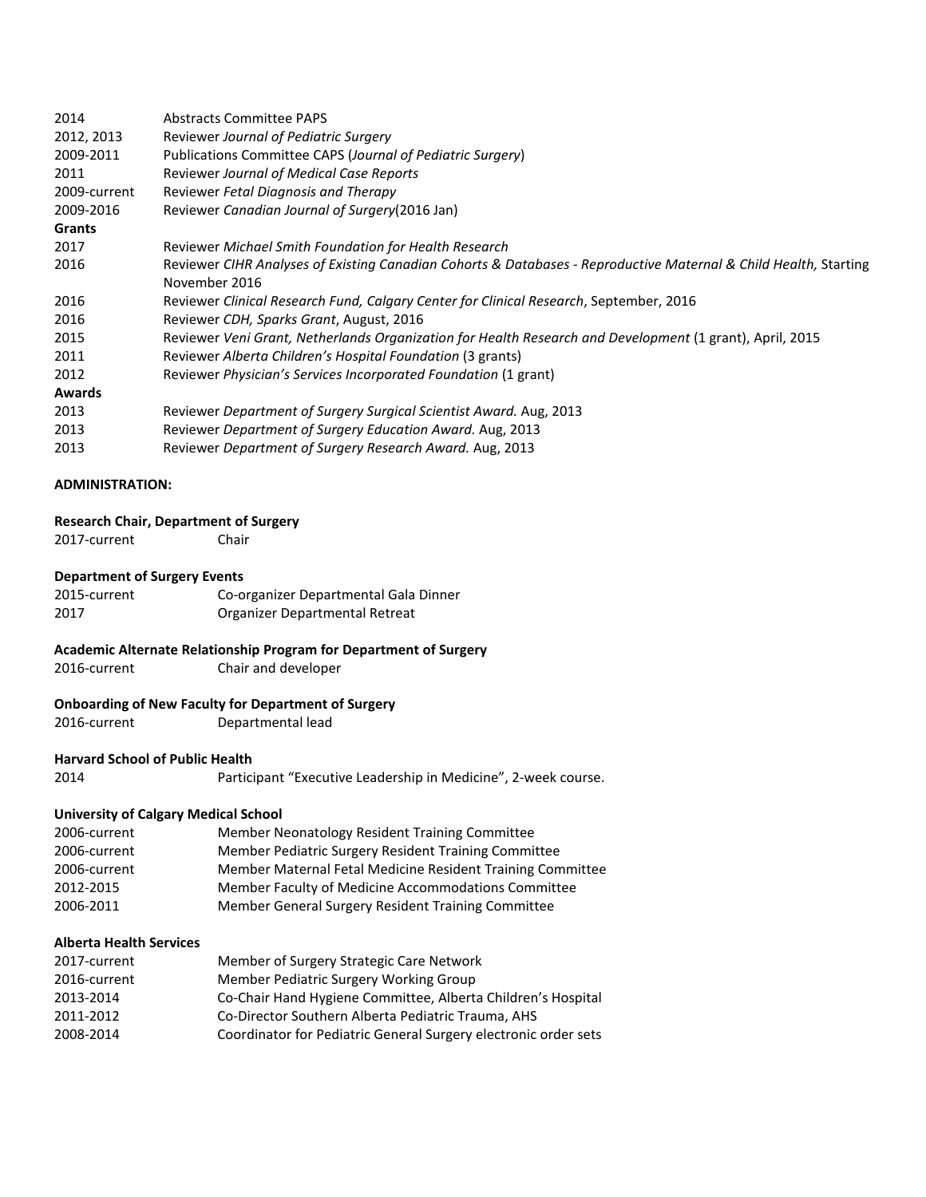2014 Abstracts Committee PAPS
2012, 2013 Reviewer *Journal of Pediatric Surgery*
2009-2011 Publications Committee CAPS (*Journal of Pediatric Surgery*)
2011 Reviewer *Journal of Medical Case Reports*
2009-current Reviewer *Fetal Diagnosis and Therapy*
2009-2016 Reviewer *Canadian Journal of Surgery*(2016 Jan)

**Grants**

2017 Reviewer *Michael Smith Foundation for Health Research*
2016 Reviewer *CIHR Analyses of Existing Canadian Cohorts & Databases - Reproductive Maternal & Child Health,* Starting November 2016
2016 Reviewer *Clinical Research Fund, Calgary Center for Clinical Research*, September, 2016
2016 Reviewer *CDH, Sparks Grant*, August, 2016
2015 Reviewer *Veni Grant, Netherlands Organization for Health Research and Development* (1 grant), April, 2015
2011 Reviewer *Alberta Children's Hospital Foundation* (3 grants)
2012 Reviewer *Physician's Services Incorporated Foundation* (1 grant)

**Awards**

2013 Reviewer *Department of Surgery Surgical Scientist Award.* Aug, 2013
2013 Reviewer *Department of Surgery Education Award.* Aug, 2013
2013 Reviewer *Department of Surgery Research Award.* Aug, 2013

**ADMINISTRATION:**

**Research Chair, Department of Surgery**

2017-current Chair

**Department of Surgery Events**

2015-current Co-organizer Departmental Gala Dinner
2017 Organizer Departmental Retreat

**Academic Alternate Relationship Program for Department of Surgery**

2016-current Chair and developer

**Onboarding of New Faculty for Department of Surgery**

2016-current Departmental lead

**Harvard School of Public Health**

2014 Participant "Executive Leadership in Medicine", 2-week course.

**University of Calgary Medical School**

2006-current Member Neonatology Resident Training Committee
2006-current Member Pediatric Surgery Resident Training Committee
2006-current Member Maternal Fetal Medicine Resident Training Committee
2012-2015 Member Faculty of Medicine Accommodations Committee
2006-2011 Member General Surgery Resident Training Committee

**Alberta Health Services**

2017-current Member of Surgery Strategic Care Network
2016-current Member Pediatric Surgery Working Group
2013-2014 Co-Chair Hand Hygiene Committee, Alberta Children's Hospital
2011-2012 Co-Director Southern Alberta Pediatric Trauma, AHS
2008-2014 Coordinator for Pediatric General Surgery electronic order sets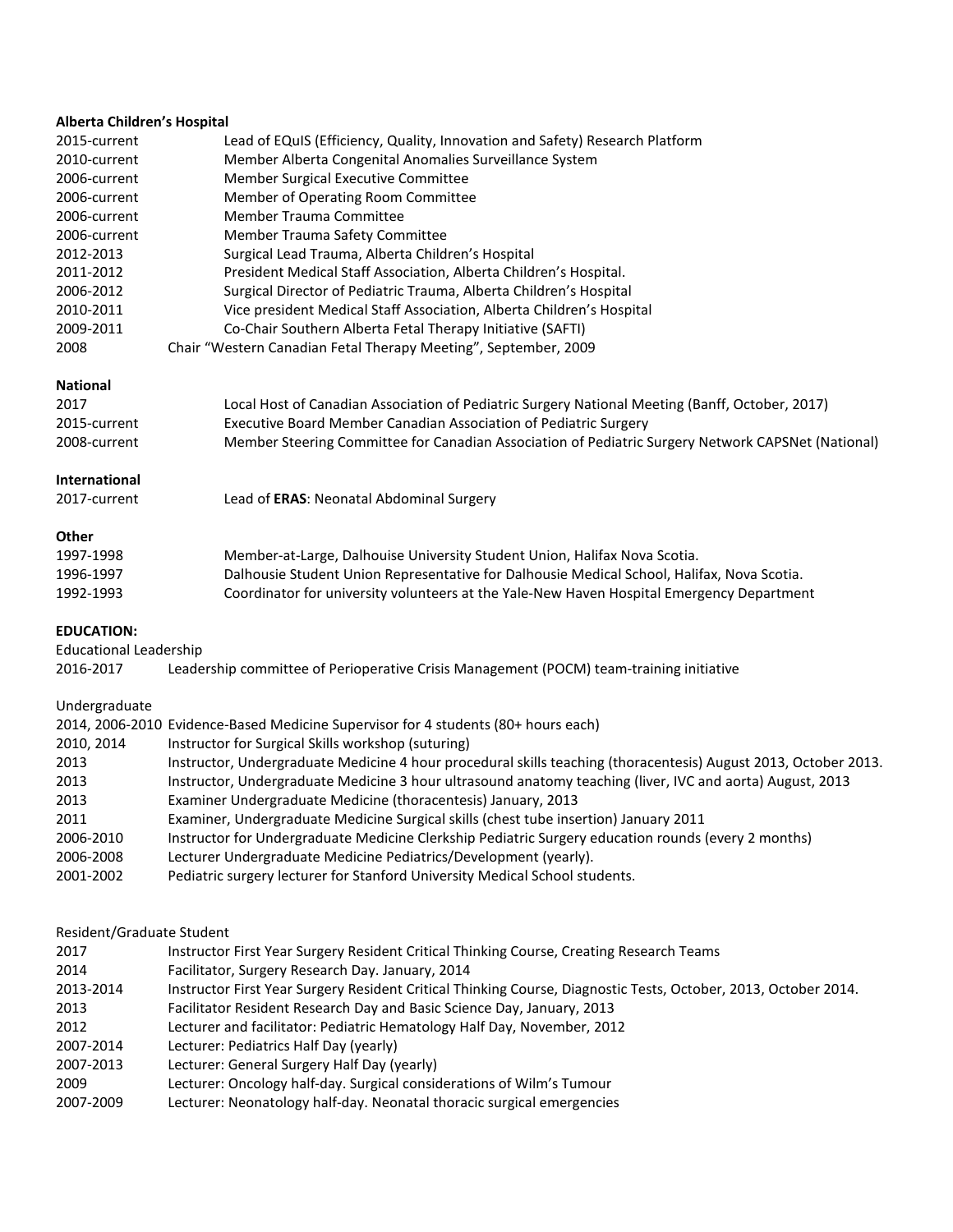**Alberta Children's Hospital**

| | |
|---|---|
| 2015-current | Lead of EQuIS (Efficiency, Quality, Innovation and Safety) Research Platform |
| 2010-current | Member Alberta Congenital Anomalies Surveillance System |
| 2006-current | Member Surgical Executive Committee |
| 2006-current | Member of Operating Room Committee |
| 2006-current | Member Trauma Committee |
| 2006-current | Member Trauma Safety Committee |
| 2012-2013 | Surgical Lead Trauma, Alberta Children's Hospital |
| 2011-2012 | President Medical Staff Association, Alberta Children's Hospital. |
| 2006-2012 | Surgical Director of Pediatric Trauma, Alberta Children's Hospital |
| 2010-2011 | Vice president Medical Staff Association, Alberta Children's Hospital |
| 2009-2011 | Co-Chair Southern Alberta Fetal Therapy Initiative (SAFTI) |
| 2008 | Chair "Western Canadian Fetal Therapy Meeting", September, 2009 |

**National**

| | |
|---|---|
| 2017 | Local Host of Canadian Association of Pediatric Surgery National Meeting (Banff, October, 2017) |
| 2015-current | Executive Board Member Canadian Association of Pediatric Surgery |
| 2008-current | Member Steering Committee for Canadian Association of Pediatric Surgery Network CAPSNet (National) |

**International**

| | |
|---|---|
| 2017-current | Lead of **ERAS**: Neonatal Abdominal Surgery |

**Other**

| | |
|---|---|
| 1997-1998 | Member-at-Large, Dalhouise University Student Union, Halifax Nova Scotia. |
| 1996-1997 | Dalhousie Student Union Representative for Dalhousie Medical School, Halifax, Nova Scotia. |
| 1992-1993 | Coordinator for university volunteers at the Yale-New Haven Hospital Emergency Department |

**EDUCATION:**

Educational Leadership

| | |
|---|---|
| 2016-2017 | Leadership committee of Perioperative Crisis Management (POCM) team-training initiative |

Undergraduate

| | |
|---|---|
| 2014, 2006-2010 | Evidence-Based Medicine Supervisor for 4 students (80+ hours each) |
| 2010, 2014 | Instructor for Surgical Skills workshop (suturing) |
| 2013 | Instructor, Undergraduate Medicine 4 hour procedural skills teaching (thoracentesis) August 2013, October 2013. |
| 2013 | Instructor, Undergraduate Medicine 3 hour ultrasound anatomy teaching (liver, IVC and aorta) August, 2013 |
| 2013 | Examiner Undergraduate Medicine (thoracentesis) January, 2013 |
| 2011 | Examiner, Undergraduate Medicine Surgical skills (chest tube insertion) January 2011 |
| 2006-2010 | Instructor for Undergraduate Medicine Clerkship Pediatric Surgery education rounds (every 2 months) |
| 2006-2008 | Lecturer Undergraduate Medicine Pediatrics/Development (yearly). |
| 2001-2002 | Pediatric surgery lecturer for Stanford University Medical School students. |

Resident/Graduate Student

| | |
|---|---|
| 2017 | Instructor First Year Surgery Resident Critical Thinking Course, Creating Research Teams |
| 2014 | Facilitator, Surgery Research Day. January, 2014 |
| 2013-2014 | Instructor First Year Surgery Resident Critical Thinking Course, Diagnostic Tests, October, 2013, October 2014. |
| 2013 | Facilitator Resident Research Day and Basic Science Day, January, 2013 |
| 2012 | Lecturer and facilitator: Pediatric Hematology Half Day, November, 2012 |
| 2007-2014 | Lecturer: Pediatrics Half Day (yearly) |
| 2007-2013 | Lecturer: General Surgery Half Day (yearly) |
| 2009 | Lecturer: Oncology half-day. Surgical considerations of Wilm's Tumour |
| 2007-2009 | Lecturer: Neonatology half-day. Neonatal thoracic surgical emergencies |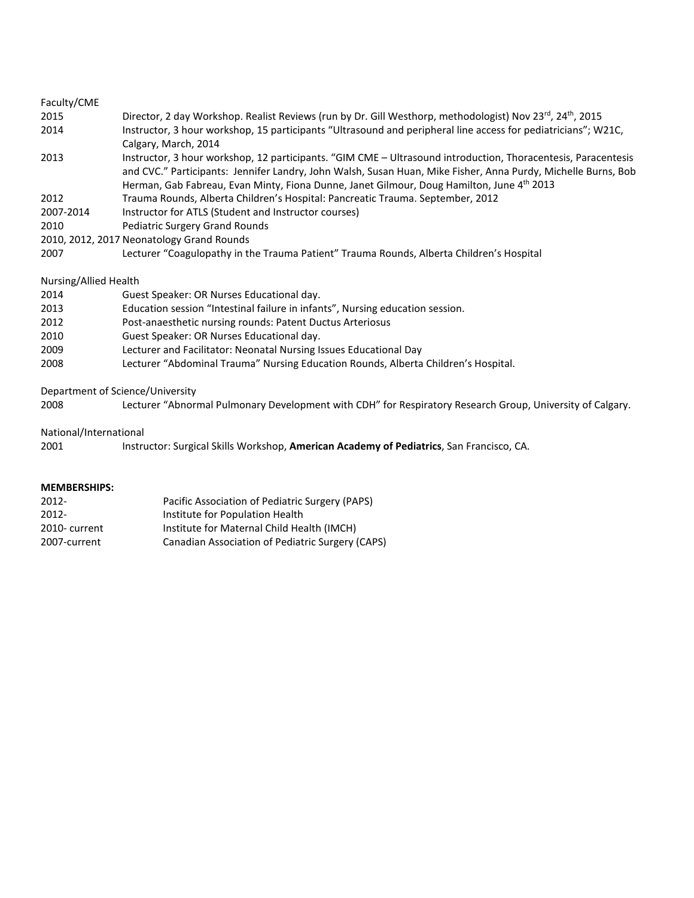Faculty/CME

| | |
|---|---|
| 2015 | Director, 2 day Workshop. Realist Reviews (run by Dr. Gill Westhorp, methodologist) Nov 23rd, 24th, 2015 |
| 2014 | Instructor, 3 hour workshop, 15 participants "Ultrasound and peripheral line access for pediatricians"; W21C, Calgary, March, 2014 |
| 2013 | Instructor, 3 hour workshop, 12 participants. "GIM CME – Ultrasound introduction, Thoracentesis, Paracentesis and CVC." Participants: Jennifer Landry, John Walsh, Susan Huan, Mike Fisher, Anna Purdy, Michelle Burns, Bob Herman, Gab Fabreau, Evan Minty, Fiona Dunne, Janet Gilmour, Doug Hamilton, June 4th 2013 |
| 2012 | Trauma Rounds, Alberta Children's Hospital: Pancreatic Trauma. September, 2012 |
| 2007-2014 | Instructor for ATLS (Student and Instructor courses) |
| 2010 | Pediatric Surgery Grand Rounds |
| 2010, 2012, 2017 | Neonatology Grand Rounds |
| 2007 | Lecturer "Coagulopathy in the Trauma Patient" Trauma Rounds, Alberta Children's Hospital |

Nursing/Allied Health

| | |
|---|---|
| 2014 | Guest Speaker: OR Nurses Educational day. |
| 2013 | Education session "Intestinal failure in infants", Nursing education session. |
| 2012 | Post-anaesthetic nursing rounds: Patent Ductus Arteriosus |
| 2010 | Guest Speaker: OR Nurses Educational day. |
| 2009 | Lecturer and Facilitator: Neonatal Nursing Issues Educational Day |
| 2008 | Lecturer "Abdominal Trauma" Nursing Education Rounds, Alberta Children's Hospital. |

Department of Science/University

| | |
|---|---|
| 2008 | Lecturer "Abnormal Pulmonary Development with CDH" for Respiratory Research Group, University of Calgary. |

National/International

| | |
|---|---|
| 2001 | Instructor: Surgical Skills Workshop, **American Academy of Pediatrics**, San Francisco, CA. |

**MEMBERSHIPS:**

| | |
|---|---|
| 2012- | Pacific Association of Pediatric Surgery (PAPS) |
| 2012- | Institute for Population Health |
| 2010- current | Institute for Maternal Child Health (IMCH) |
| 2007-current | Canadian Association of Pediatric Surgery (CAPS) |